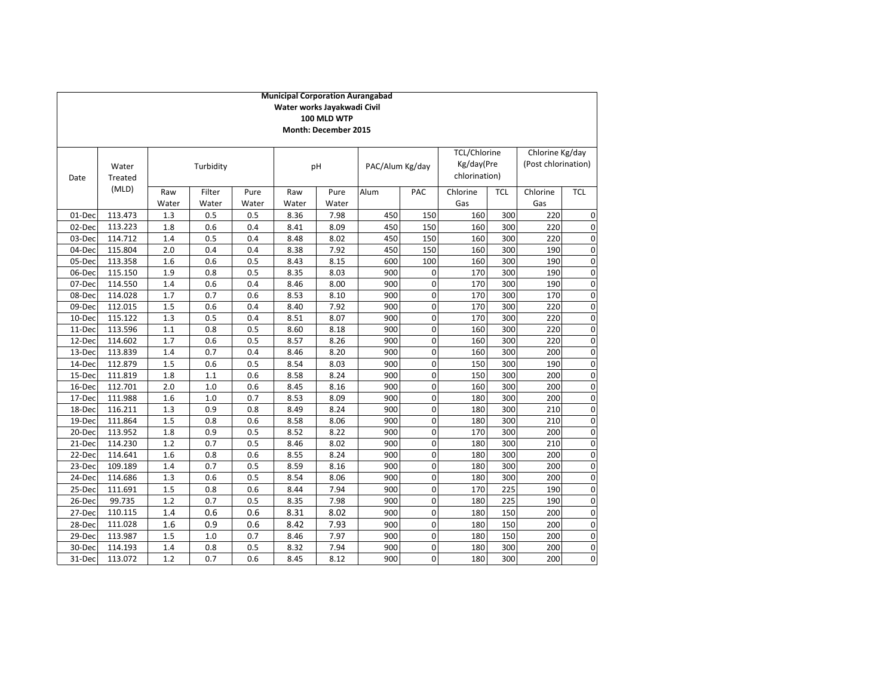**Municipal Corporation Aurangabad**
**Water works Jayakwadi Civil**
**100 MLD WTP**
**Month: December 2015**

| Date | Water Treated (MLD) | Turbidity | | | pH | | PAC/Alum Kg/day | | TCL/Chlorine Kg/day(Pre chlorination) | | Chlorine Kg/day (Post chlorination) | |
|---|---|---|---|---|---|---|---|---|---|---|---|---|
| | | Raw Water | Filter Water | Pure Water | Raw Water | Pure Water | Alum | PAC | Chlorine Gas | TCL | Chlorine Gas | TCL |
| 01-Dec | 113.473 | 1.3 | 0.5 | 0.5 | 8.36 | 7.98 | 450 | 150 | 160 | 300 | 220 | 0 |
| 02-Dec | 113.223 | 1.8 | 0.6 | 0.4 | 8.41 | 8.09 | 450 | 150 | 160 | 300 | 220 | 0 |
| 03-Dec | 114.712 | 1.4 | 0.5 | 0.4 | 8.48 | 8.02 | 450 | 150 | 160 | 300 | 220 | 0 |
| 04-Dec | 115.804 | 2.0 | 0.4 | 0.4 | 8.38 | 7.92 | 450 | 150 | 160 | 300 | 190 | 0 |
| 05-Dec | 113.358 | 1.6 | 0.6 | 0.5 | 8.43 | 8.15 | 600 | 100 | 160 | 300 | 190 | 0 |
| 06-Dec | 115.150 | 1.9 | 0.8 | 0.5 | 8.35 | 8.03 | 900 | 0 | 170 | 300 | 190 | 0 |
| 07-Dec | 114.550 | 1.4 | 0.6 | 0.4 | 8.46 | 8.00 | 900 | 0 | 170 | 300 | 190 | 0 |
| 08-Dec | 114.028 | 1.7 | 0.7 | 0.6 | 8.53 | 8.10 | 900 | 0 | 170 | 300 | 170 | 0 |
| 09-Dec | 112.015 | 1.5 | 0.6 | 0.4 | 8.40 | 7.92 | 900 | 0 | 170 | 300 | 220 | 0 |
| 10-Dec | 115.122 | 1.3 | 0.5 | 0.4 | 8.51 | 8.07 | 900 | 0 | 170 | 300 | 220 | 0 |
| 11-Dec | 113.596 | 1.1 | 0.8 | 0.5 | 8.60 | 8.18 | 900 | 0 | 160 | 300 | 220 | 0 |
| 12-Dec | 114.602 | 1.7 | 0.6 | 0.5 | 8.57 | 8.26 | 900 | 0 | 160 | 300 | 220 | 0 |
| 13-Dec | 113.839 | 1.4 | 0.7 | 0.4 | 8.46 | 8.20 | 900 | 0 | 160 | 300 | 200 | 0 |
| 14-Dec | 112.879 | 1.5 | 0.6 | 0.5 | 8.54 | 8.03 | 900 | 0 | 150 | 300 | 190 | 0 |
| 15-Dec | 111.819 | 1.8 | 1.1 | 0.6 | 8.58 | 8.24 | 900 | 0 | 150 | 300 | 200 | 0 |
| 16-Dec | 112.701 | 2.0 | 1.0 | 0.6 | 8.45 | 8.16 | 900 | 0 | 160 | 300 | 200 | 0 |
| 17-Dec | 111.988 | 1.6 | 1.0 | 0.7 | 8.53 | 8.09 | 900 | 0 | 180 | 300 | 200 | 0 |
| 18-Dec | 116.211 | 1.3 | 0.9 | 0.8 | 8.49 | 8.24 | 900 | 0 | 180 | 300 | 210 | 0 |
| 19-Dec | 111.864 | 1.5 | 0.8 | 0.6 | 8.58 | 8.06 | 900 | 0 | 180 | 300 | 210 | 0 |
| 20-Dec | 113.952 | 1.8 | 0.9 | 0.5 | 8.52 | 8.22 | 900 | 0 | 170 | 300 | 200 | 0 |
| 21-Dec | 114.230 | 1.2 | 0.7 | 0.5 | 8.46 | 8.02 | 900 | 0 | 180 | 300 | 210 | 0 |
| 22-Dec | 114.641 | 1.6 | 0.8 | 0.6 | 8.55 | 8.24 | 900 | 0 | 180 | 300 | 200 | 0 |
| 23-Dec | 109.189 | 1.4 | 0.7 | 0.5 | 8.59 | 8.16 | 900 | 0 | 180 | 300 | 200 | 0 |
| 24-Dec | 114.686 | 1.3 | 0.6 | 0.5 | 8.54 | 8.06 | 900 | 0 | 180 | 300 | 200 | 0 |
| 25-Dec | 111.691 | 1.5 | 0.8 | 0.6 | 8.44 | 7.94 | 900 | 0 | 170 | 225 | 190 | 0 |
| 26-Dec | 99.735 | 1.2 | 0.7 | 0.5 | 8.35 | 7.98 | 900 | 0 | 180 | 225 | 190 | 0 |
| 27-Dec | 110.115 | 1.4 | 0.6 | 0.6 | 8.31 | 8.02 | 900 | 0 | 180 | 150 | 200 | 0 |
| 28-Dec | 111.028 | 1.6 | 0.9 | 0.6 | 8.42 | 7.93 | 900 | 0 | 180 | 150 | 200 | 0 |
| 29-Dec | 113.987 | 1.5 | 1.0 | 0.7 | 8.46 | 7.97 | 900 | 0 | 180 | 150 | 200 | 0 |
| 30-Dec | 114.193 | 1.4 | 0.8 | 0.5 | 8.32 | 7.94 | 900 | 0 | 180 | 300 | 200 | 0 |
| 31-Dec | 113.072 | 1.2 | 0.7 | 0.6 | 8.45 | 8.12 | 900 | 0 | 180 | 300 | 200 | 0 |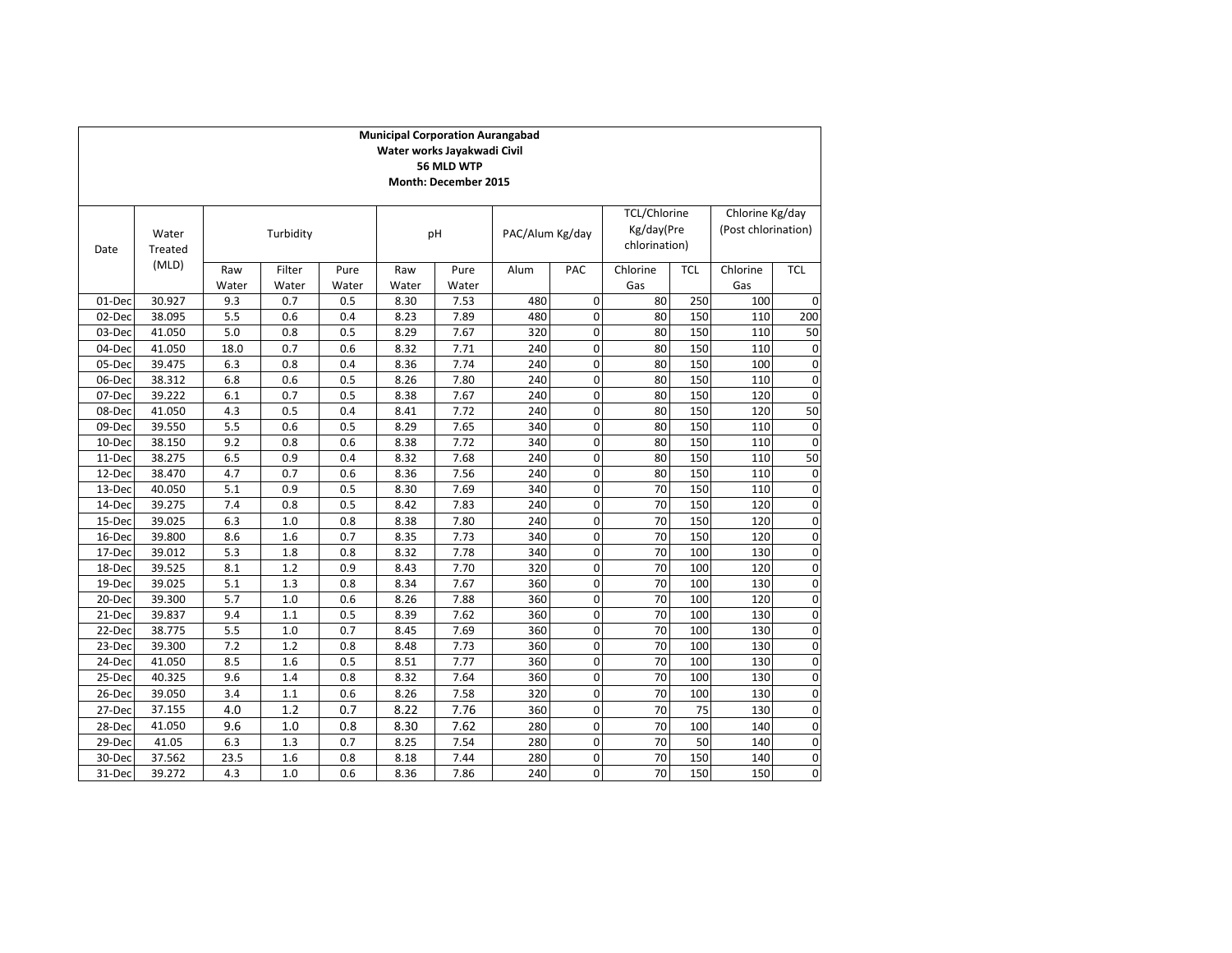**Municipal Corporation Aurangabad**
**Water works Jayakwadi Civil**
**56 MLD WTP**
**Month: December 2015**

| Date | Water Treated (MLD) | Turbidity | | | pH | | PAC/Alum Kg/day | | TCL/Chlorine Kg/day(Pre chlorination) | | Chlorine Kg/day (Post chlorination) | |
|---|---|---|---|---|---|---|---|---|---|---|---|---|
| | | Raw Water | Filter Water | Pure Water | Raw Water | Pure Water | Alum | PAC | Chlorine Gas | TCL | Chlorine Gas | TCL |
| 01-Dec | 30.927 | 9.3 | 0.7 | 0.5 | 8.30 | 7.53 | 480 | 0 | 80 | 250 | 100 | 0 |
| 02-Dec | 38.095 | 5.5 | 0.6 | 0.4 | 8.23 | 7.89 | 480 | 0 | 80 | 150 | 110 | 200 |
| 03-Dec | 41.050 | 5.0 | 0.8 | 0.5 | 8.29 | 7.67 | 320 | 0 | 80 | 150 | 110 | 50 |
| 04-Dec | 41.050 | 18.0 | 0.7 | 0.6 | 8.32 | 7.71 | 240 | 0 | 80 | 150 | 110 | 0 |
| 05-Dec | 39.475 | 6.3 | 0.8 | 0.4 | 8.36 | 7.74 | 240 | 0 | 80 | 150 | 100 | 0 |
| 06-Dec | 38.312 | 6.8 | 0.6 | 0.5 | 8.26 | 7.80 | 240 | 0 | 80 | 150 | 110 | 0 |
| 07-Dec | 39.222 | 6.1 | 0.7 | 0.5 | 8.38 | 7.67 | 240 | 0 | 80 | 150 | 120 | 0 |
| 08-Dec | 41.050 | 4.3 | 0.5 | 0.4 | 8.41 | 7.72 | 240 | 0 | 80 | 150 | 120 | 50 |
| 09-Dec | 39.550 | 5.5 | 0.6 | 0.5 | 8.29 | 7.65 | 340 | 0 | 80 | 150 | 110 | 0 |
| 10-Dec | 38.150 | 9.2 | 0.8 | 0.6 | 8.38 | 7.72 | 340 | 0 | 80 | 150 | 110 | 0 |
| 11-Dec | 38.275 | 6.5 | 0.9 | 0.4 | 8.32 | 7.68 | 240 | 0 | 80 | 150 | 110 | 50 |
| 12-Dec | 38.470 | 4.7 | 0.7 | 0.6 | 8.36 | 7.56 | 240 | 0 | 80 | 150 | 110 | 0 |
| 13-Dec | 40.050 | 5.1 | 0.9 | 0.5 | 8.30 | 7.69 | 340 | 0 | 70 | 150 | 110 | 0 |
| 14-Dec | 39.275 | 7.4 | 0.8 | 0.5 | 8.42 | 7.83 | 240 | 0 | 70 | 150 | 120 | 0 |
| 15-Dec | 39.025 | 6.3 | 1.0 | 0.8 | 8.38 | 7.80 | 240 | 0 | 70 | 150 | 120 | 0 |
| 16-Dec | 39.800 | 8.6 | 1.6 | 0.7 | 8.35 | 7.73 | 340 | 0 | 70 | 150 | 120 | 0 |
| 17-Dec | 39.012 | 5.3 | 1.8 | 0.8 | 8.32 | 7.78 | 340 | 0 | 70 | 100 | 130 | 0 |
| 18-Dec | 39.525 | 8.1 | 1.2 | 0.9 | 8.43 | 7.70 | 320 | 0 | 70 | 100 | 120 | 0 |
| 19-Dec | 39.025 | 5.1 | 1.3 | 0.8 | 8.34 | 7.67 | 360 | 0 | 70 | 100 | 130 | 0 |
| 20-Dec | 39.300 | 5.7 | 1.0 | 0.6 | 8.26 | 7.88 | 360 | 0 | 70 | 100 | 120 | 0 |
| 21-Dec | 39.837 | 9.4 | 1.1 | 0.5 | 8.39 | 7.62 | 360 | 0 | 70 | 100 | 130 | 0 |
| 22-Dec | 38.775 | 5.5 | 1.0 | 0.7 | 8.45 | 7.69 | 360 | 0 | 70 | 100 | 130 | 0 |
| 23-Dec | 39.300 | 7.2 | 1.2 | 0.8 | 8.48 | 7.73 | 360 | 0 | 70 | 100 | 130 | 0 |
| 24-Dec | 41.050 | 8.5 | 1.6 | 0.5 | 8.51 | 7.77 | 360 | 0 | 70 | 100 | 130 | 0 |
| 25-Dec | 40.325 | 9.6 | 1.4 | 0.8 | 8.32 | 7.64 | 360 | 0 | 70 | 100 | 130 | 0 |
| 26-Dec | 39.050 | 3.4 | 1.1 | 0.6 | 8.26 | 7.58 | 320 | 0 | 70 | 100 | 130 | 0 |
| 27-Dec | 37.155 | 4.0 | 1.2 | 0.7 | 8.22 | 7.76 | 360 | 0 | 70 | 75 | 130 | 0 |
| 28-Dec | 41.050 | 9.6 | 1.0 | 0.8 | 8.30 | 7.62 | 280 | 0 | 70 | 100 | 140 | 0 |
| 29-Dec | 41.05 | 6.3 | 1.3 | 0.7 | 8.25 | 7.54 | 280 | 0 | 70 | 50 | 140 | 0 |
| 30-Dec | 37.562 | 23.5 | 1.6 | 0.8 | 8.18 | 7.44 | 280 | 0 | 70 | 150 | 140 | 0 |
| 31-Dec | 39.272 | 4.3 | 1.0 | 0.6 | 8.36 | 7.86 | 240 | 0 | 70 | 150 | 150 | 0 |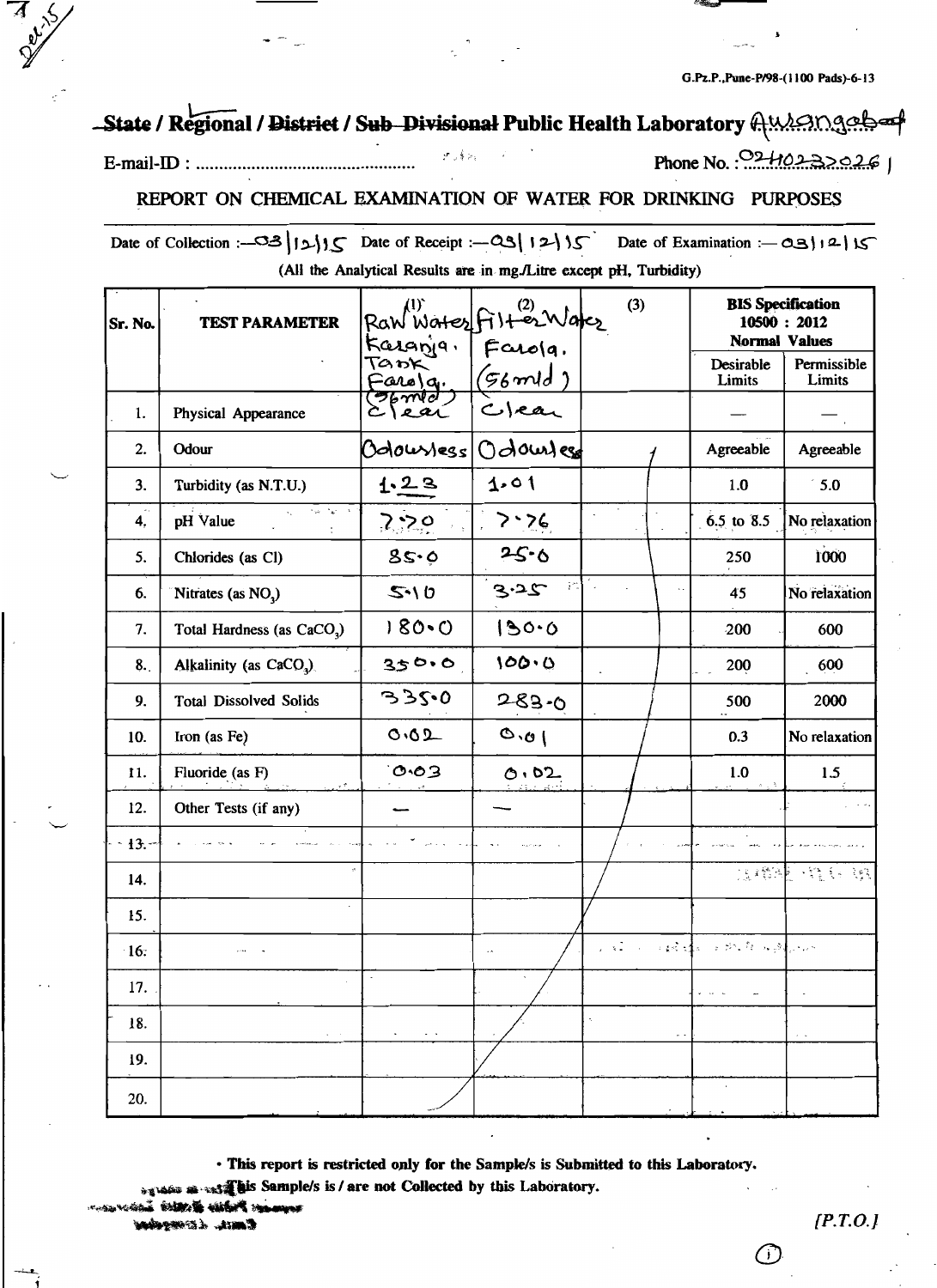G.Pz.P.,Pune-P/98-(1100 Pads)-6-13

# ~~State~~ / Regional / ~~District~~ / ~~Sub-Divisional~~ Public Health Laboratory Aurangabad

E-mail-ID : ..................................................   Phone No. : 0240-2332026

## REPORT ON CHEMICAL EXAMINATION OF WATER FOR DRINKING PURPOSES

Date of Collection :— 03/12/15   Date of Receipt :— 03/12/15   Date of Examination :— 03/12/15

(All the Analytical Results are in mg./Litre except pH, Turbidity)

| Sr. No. | TEST PARAMETER | (1) Raw Water Karanja. Tank Farola. (56 mld) | (2) Filter Water Farola. (56 mld) | (3) | BIS Specification 10500 : 2012 Normal Values | |
|---|---|---|---|---|---|---|
| | | | | | Desirable Limits | Permissible Limits |
| 1. | Physical Appearance | Clear | Clear | | — | — |
| 2. | Odour | Odourless | Odourless | | Agreeable | Agreeable |
| 3. | Turbidity (as N.T.U.) | 1.23 | 1.01 | | 1.0 | 5.0 |
| 4. | pH Value | 7.70 | 7.76 | | 6.5 to 8.5 | No relaxation |
| 5. | Chlorides (as Cl) | 85.0 | 25.0 | | 250 | 1000 |
| 6. | Nitrates (as $NO_3$) | 5.10 | 3.25 | | 45 | No relaxation |
| 7. | Total Hardness (as $CaCO_3$) | 180.0 | 130.0 | | 200 | 600 |
| 8. | Alkalinity (as $CaCO_3$) | 350.0 | 100.0 | | 200 | 600 |
| 9. | Total Dissolved Solids | 335.0 | 283.0 | | 500 | 2000 |
| 10. | Iron (as Fe) | 0.02 | 0.01 | | 0.3 | No relaxation |
| 11. | Fluoride (as F) | 0.03 | 0.02 | | 1.0 | 1.5 |
| 12. | Other Tests (if any) | — | — | | | |
| 13. | | | | | | |
| 14. | | | | | | |
| 15. | | | | | | |
| 16. | | | | | | |
| 17. | | | | | | |
| 18. | | | | | | |
| 19. | | | | | | |
| 20. | | | | | | |

• **This report is restricted only for the Sample/s is Submitted to this Laboratory.**

**This Sample/s is / are not Collected by this Laboratory.**

[P.T.O.]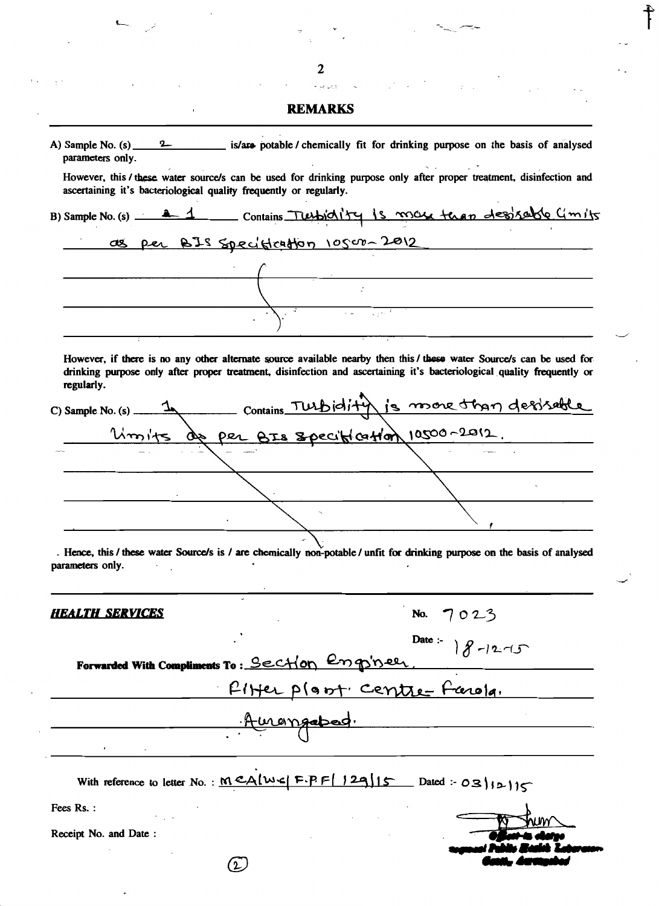## REMARKS

A) Sample No. (s) 2 is/are potable / chemically fit for drinking purpose on the basis of analysed parameters only.

However, this / these water source/s can be used for drinking purpose only after proper treatment, disinfection and ascertaining it's bacteriological quality frequently or regularly.

B) Sample No. (s) ~~2~~ 1 Contains Turbidity is more than desirable limits as per BIS specification 10500-2012

However, if there is no any other alternate source available nearby then this / these water Source/s can be used for drinking purpose only after proper treatment, disinfection and ascertaining it's bacteriological quality frequently or regularly.

C) Sample No. (s) 1 Contains Turbidity is more than desirable limits as per BIS specification 10500-2012.

. Hence, this / these water Source/s is / are chemically non-potable / unfit for drinking purpose on the basis of analysed parameters only.

***HEALTH SERVICES***

No. 7023

Date :- 18-12-15

Forwarded With Compliments To : Section Engineer, Filter plant centre Farola, Aurangabad.

With reference to letter No. : MCA/WS/F.P.F/129/15 Dated :- 03/12/15

Fees Rs. :

Receipt No. and Date :

Officer-in-charge
Regional Public Health Laboratory
Govt., Aurangabad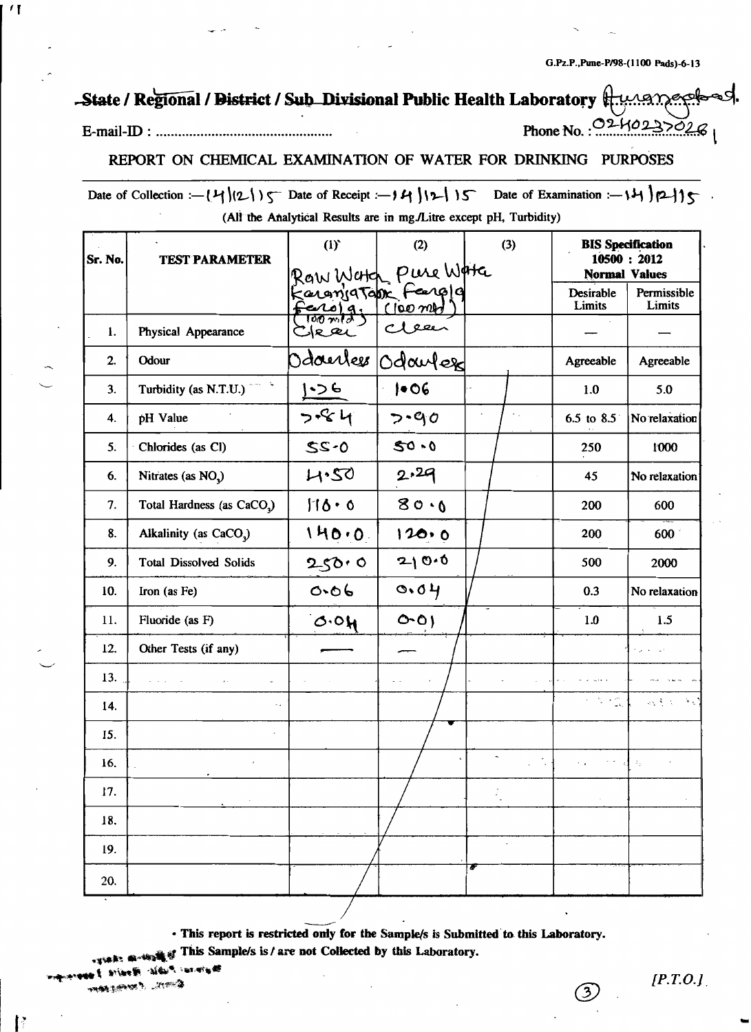~~State~~ / Regional / ~~District~~ / ~~Sub Divisional~~ Public Health Laboratory Aurangabad.

E-mail-ID : ................................................ Phone No. : 02402337026

## REPORT ON CHEMICAL EXAMINATION OF WATER FOR DRINKING PURPOSES

Date of Collection :— 14/12/15 Date of Receipt :— 14/12/15 Date of Examination :— 14/12/15

(All the Analytical Results are in mg./Litre except pH, Turbidity)

| Sr. No. | TEST PARAMETER | (1) Raw Water Karanja Tank Feroja (100 ml) | (2) Pure Water Feroja (100 ml) | (3) | BIS Specification 10500 : 2012 Normal Values | |
|---|---|---|---|---|---|---|
| | | | | | Desirable Limits | Permissible Limits |
| 1. | Physical Appearance | Clear | Clear | | — | — |
| 2. | Odour | Odourless | Odourless | | Agreeable | Agreeable |
| 3. | Turbidity (as N.T.U.) | 1.36 | 1.06 | | 1.0 | 5.0 |
| 4. | pH Value | 7.84 | 7.90 | | 6.5 to 8.5 | No relaxation |
| 5. | Chlorides (as Cl) | 55.0 | 50.0 | | 250 | 1000 |
| 6. | Nitrates (as $NO_3$) | 4.50 | 2.29 | | 45 | No relaxation |
| 7. | Total Hardness (as $CaCO_3$) | 116.0 | 80.0 | | 200 | 600 |
| 8. | Alkalinity (as $CaCO_3$) | 140.0 | 120.0 | | 200 | 600 |
| 9. | Total Dissolved Solids | 250.0 | 210.0 | | 500 | 2000 |
| 10. | Iron (as Fe) | 0.06 | 0.04 | | 0.3 | No relaxation |
| 11. | Fluoride (as F) | 0.04 | 0.01 | | 1.0 | 1.5 |
| 12. | Other Tests (if any) | — | — | | | |
| 13. | | | | | | |
| 14. | | | | | | |
| 15. | | | | | | |
| 16. | | | | | | |
| 17. | | | | | | |
| 18. | | | | | | |
| 19. | | | | | | |
| 20. | | | | | | |

- This report is restricted only for the Sample/s is Submitted to this Laboratory.
- This Sample/s is / are not Collected by this Laboratory.

[P.T.O.]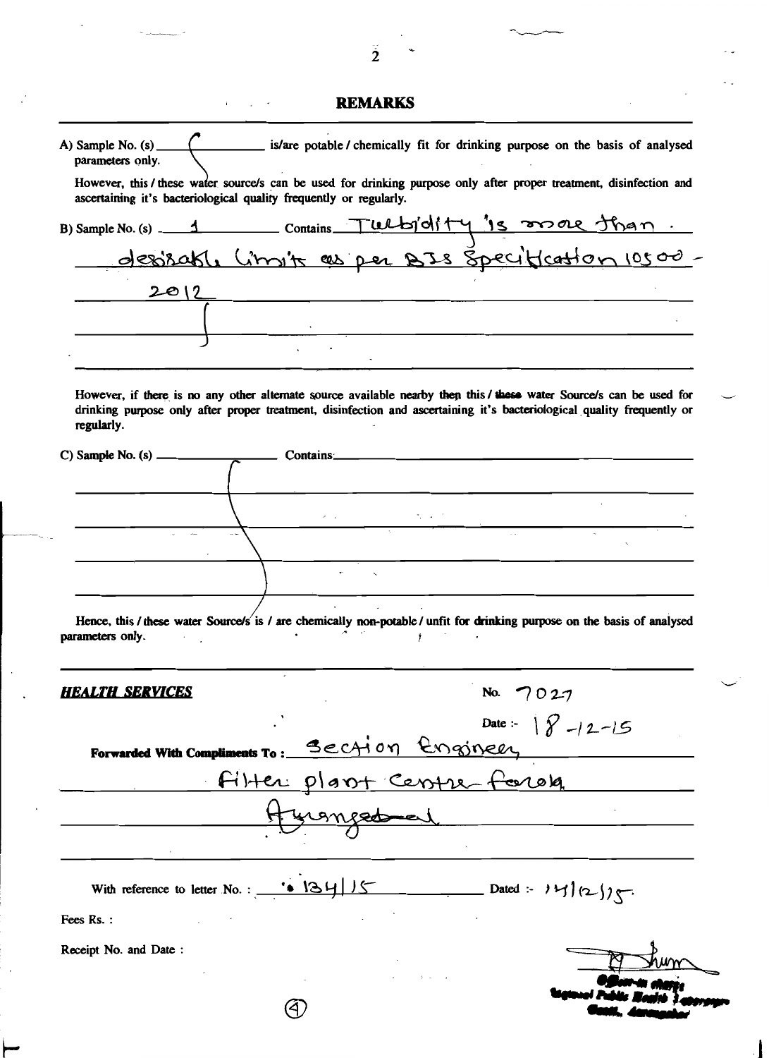## REMARKS

A) Sample No. (s) ______ is/are potable / chemically fit for drinking purpose on the basis of analysed parameters only.

However, this / these water source/s can be used for drinking purpose only after proper treatment, disinfection and ascertaining it's bacteriological quality frequently or regularly.

B) Sample No. (s) 1 Contains Turbidity is more than desirable limit as per BIS Specification 10500 - 2012

However, if there is no any other alternate source available nearby then this / these water Source/s can be used for drinking purpose only after proper treatment, disinfection and ascertaining it's bacteriological quality frequently or regularly.

C) Sample No. (s) ______ Contains: ______

Hence, this / these water Source/s is / are chemically non-potable / unfit for drinking purpose on the basis of analysed parameters only.

***HEALTH SERVICES***

No. 7027

Date :- 18-12-15

Forwarded With Compliments To : Section Engineer Filter plant Centre Farola Aurangabad

With reference to letter No. : 134/15 Dated :- 14/12/15.

Fees Rs. :

Receipt No. and Date :

Officer-in charge
Regional Public Health Laboratory
Govt., Aurangabad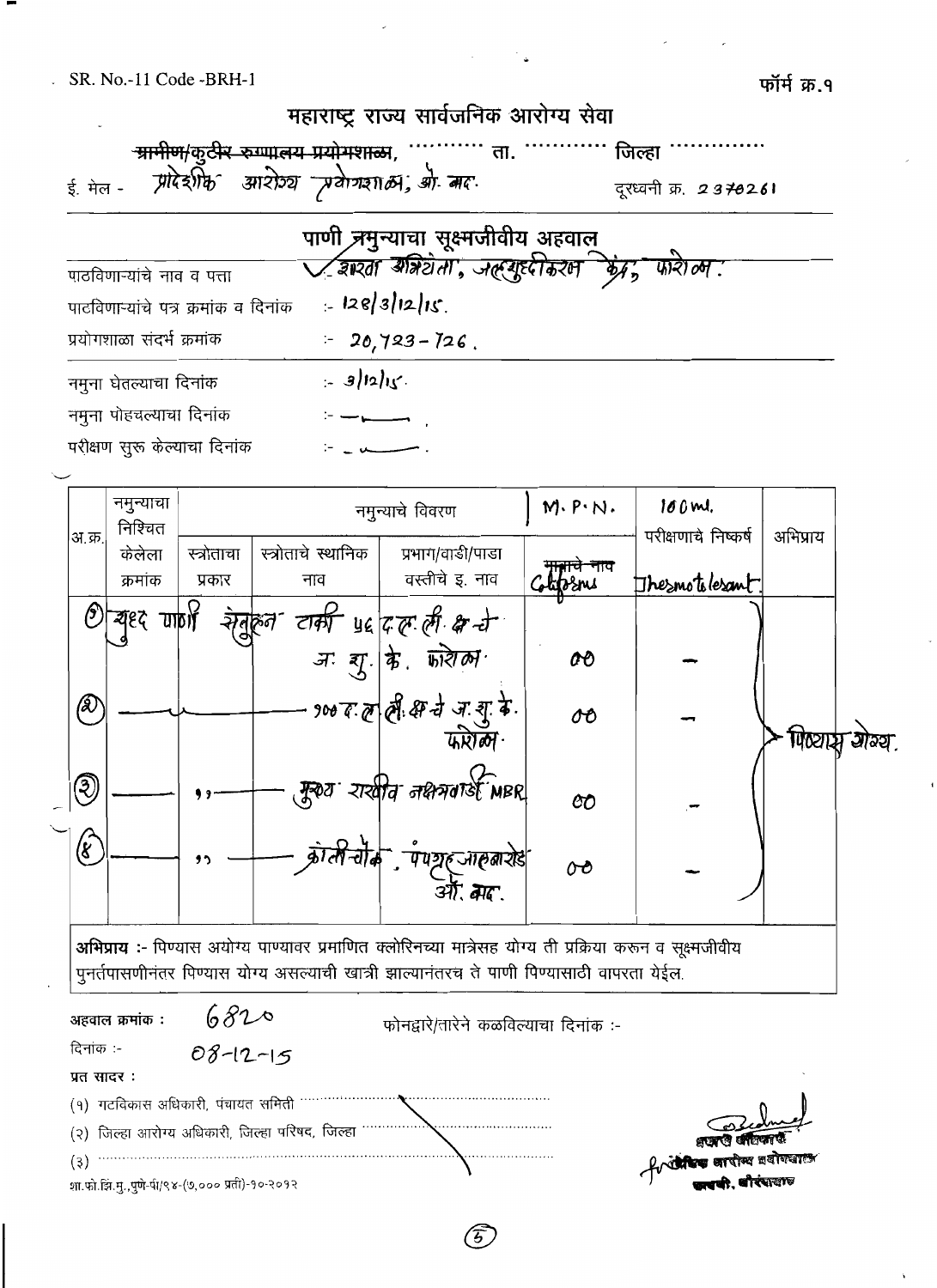SR. No.-11 Code -BRH-1

फॉर्म क्र.१

# महाराष्ट्र राज्य सार्वजनिक आरोग्य सेवा

~~ग्रामीण/कुटीर रुग्णालय प्रयोगशाळा~~, ………… ता. ………… जिल्हा ……………

ई. मेल - प्रादेशिक आरोग्य प्रयोगशाळा, औ. बाद. दूरध्वनी क्र. 2370261

## पाणी नमुन्याचा सूक्ष्मजीवीय अहवाल

पाठविणाऱ्यांचे नाव व पत्ता : शाखा अभियंता, जलशुद्धीकरण केंद्र, फारोळा.

पाठविणाऱ्यांचे पत्र क्रमांक व दिनांक :- 128/3/12/15.

प्रयोगशाळा संदर्भ क्रमांक :- 20,723-726.

नमुना घेतल्याचा दिनांक :- 3/12/15.

नमुना पोहचल्याचा दिनांक :- —

परीक्षण सुरू केल्याचा दिनांक :- —

| अ.क्र. | नमुन्याचा निश्चित केलेला क्रमांक | नमुन्याचे विवरण | | | M.P.N. | 100 ml. परीक्षणाचे निष्कर्ष | अभिप्राय |
|---|---|---|---|---|---|---|---|
| | | स्त्रोताचा प्रकार | स्त्रोताचे स्थानिक नाव | प्रभाग/वाडी/पाडा वस्तीचे इ. नाव | ~~मजाचे नाव~~ Coliforms | Thermotolerant | |
| ① | शुद्ध पाणी | सेतुलन टाकी | | 56 द.ल.ली. क्षमतेचे ज. शु. के. फारोळा. | 00 | — | पिण्यास योग्य. |
| ② | — | — | — | 100 द.ल.ली. क्ष.चे ज.शु.के. फारोळा. | 00 | — | पिण्यास योग्य. |
| ③ | — | ,, | — | मुख्य रावीव नक्षत्रवाडी MBR | 00 | — | पिण्यास योग्य. |
| ④ | — | ,, | — | क्रांती चौक, पंपगृह जालनारोड औ. बाद. | 00 | — | पिण्यास योग्य. |

**अभिप्राय :-** पिण्यास अयोग्य पाण्यावर प्रमाणित क्लोरिनच्या मात्रेसह योग्य ती प्रक्रिया करून व सूक्ष्मजीवीय पुनर्तपासणीनंतर पिण्यास योग्य असल्याची खात्री झाल्यानंतरच ते पाणी पिण्यासाठी वापरता येईल.

अहवाल क्रमांक : 6820

फोनद्वारे/तारेने कळविल्याचा दिनांक :-

दिनांक :- 08-12-15

प्रत सादर :

(१) गटविकास अधिकारी, पंचायत समिती ……………………

(२) जिल्हा आरोग्य अधिकारी, जिल्हा परिषद, जिल्हा ……………………

(३) ……………………

शा.फो.झि.मु.,पुणे-पी/९४-(७,००० प्रती)-१०-२०१२

प्रभारी अधिकारी
प्रादेशिक आरोग्य प्रयोगशाळा
छावणी, औरंगाबाद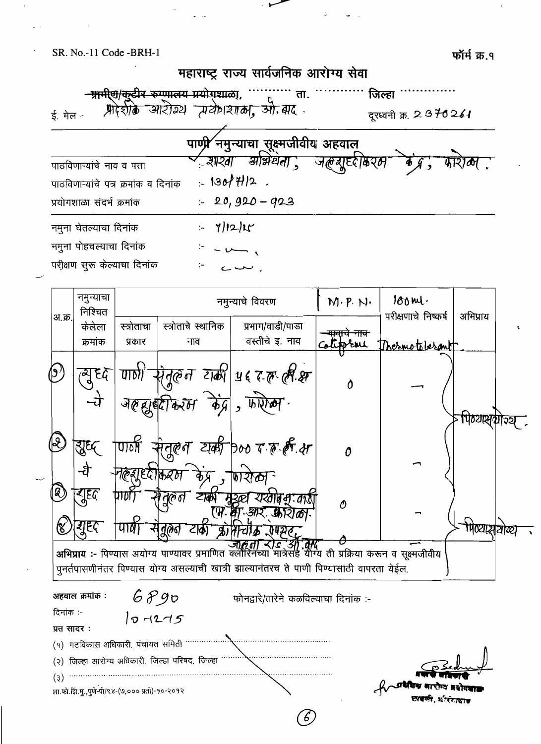SR. No.-11 Code -BRH-1

फॉर्म क्र.१

# महाराष्ट्र राज्य सार्वजनिक आरोग्य सेवा

~~ग्रामीण/कुटीर रुग्णालय प्रयोगशाळा~~, ............ ता. ............ जिल्हा ..............

ई. मेल - प्रादेशिक आरोग्य प्रयोगशाळा, औ.बाद .  दूरध्वनी क्र. 2370261

## पाणी नमुन्याचा सूक्ष्मजीवीय अहवाल

पाठविणाऱ्यांचे नाव व पत्ता :- शाखा अभियंता, जलशुद्धिकरण केंद्र, फारोळा.

पाठविणाऱ्यांचे पत्र क्रमांक व दिनांक :- 1301/7/12 .

प्रयोगशाळा संदर्भ क्रमांक :- 20, 920 - 923

नमुना घेतल्याचा दिनांक :- 7/12/15

नमुना पोहचल्याचा दिनांक :- -"- .

परीक्षण सुरू केल्याचा दिनांक :- -"- .

| अ.क्र. | नमुन्याचा निश्चित केलेला क्रमांक | नमुन्याचे विवरण | | | M.P.N. | 100 ml. परीक्षणाचे निष्कर्ष | अभिप्राय |
|---|---|---|---|---|---|---|---|
| | | स्त्रोताचा प्रकार | स्त्रोताचे स्थानिक नाव | प्रभाग/वाडी/पाडा वस्तीचे इ. नाव | ~~मात्राचे नाव~~ Coliform | Thermotolerant | |
| (1) | शुद्ध -चे | पाणी | संतुलन टाकी | 56 द.ल.ली.क्ष जलशुद्धीकरण केंद्र, फारोळा. | 0 | — | पिण्यास योग्य. |
| (2) | शुद्ध -चे | पाणी | संतुलन टाकी | 100 द.ल.ली.क्ष जलशुद्धीकरण केंद्र, फारोळा. | 0 | — | |
| (3) | शुद्ध | पाणी | संतुलन टाकी | मुख्य रखीव म. वाडी एम.बी.आर. फारोळा. | 0 | — | पिण्यास योग्य. |
| (4) | शुद्ध | पाणी | संतुलन टाकी | कोटीचौक एपरोड, जालना रोड औ.बाद | 0 | — | |

**अभिप्राय :-** पिण्यास अयोग्य पाण्यावर प्रमाणित क्लोरिनच्या मात्रेसह योग्य ती प्रक्रिया करून व सूक्ष्मजीवीय पुनर्तपासणीनंतर पिण्यास योग्य असल्याची खात्री झाल्यानंतरच ते पाणी पिण्यासाठी वापरता येईल.

**अहवाल क्रमांक :** 6890

फोनद्वारे/तारेने कळविल्याचा दिनांक :-

दिनांक :- 10-12-15

**प्रत सादर :**

(१) गटविकास अधिकारी, पंचायत समिती ..............................

(२) जिल्हा आरोग्य अधिकारी, जिल्हा परिषद, जिल्हा ..............................

(३) ..............................

शा.फो.झि.मु.,पुणे-पी/९४-(७,००० प्रती)-१०-२०१२

प्रभारी अधिकारी
प्रादेशिक आरोग्य प्रयोगशाळा
छावणी, औरंगाबाद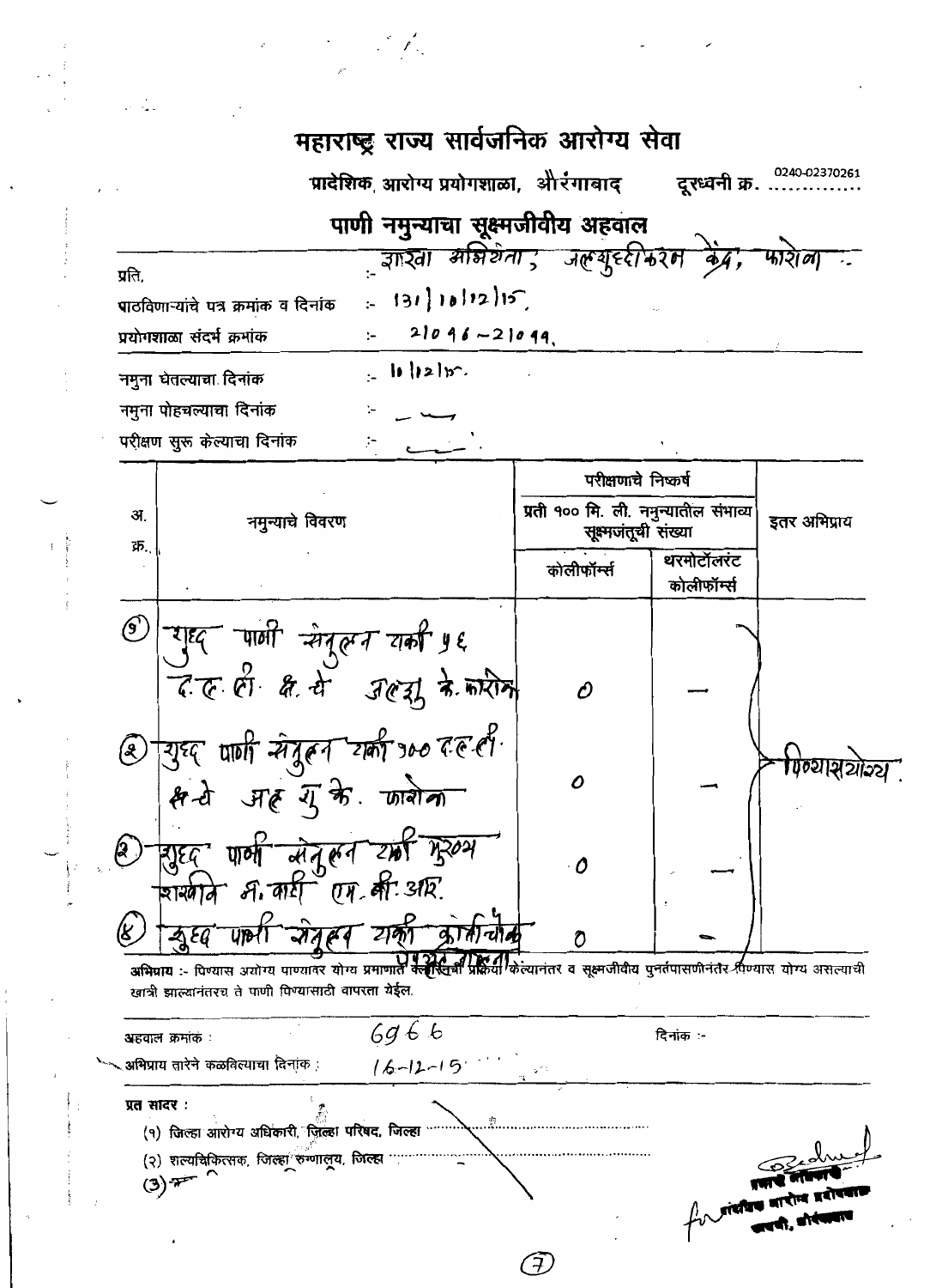# महाराष्ट्र राज्य सार्वजनिक आरोग्य सेवा

**प्रादेशिक, आरोग्य प्रयोगशाळा, औरंगाबाद** दूरध्वनी क्र. 0240-02370261

## पाणी नमुन्याचा सूक्ष्मजीवीय अहवाल

प्रति, :- शाखा अभियंता; जलशुद्धीकरण केंद्र, फारोळा :-

पाठविणाऱ्यांचे पत्र क्रमांक व दिनांक :- 131 | 10/12/15,

प्रयोगशाळा संदर्भ क्रमांक :- 21096-21099.

नमुना घेतल्याचा दिनांक :- 10/12/15.

नमुना पोहचल्याचा दिनांक :- —

परीक्षण सुरू केल्याचा दिनांक :- —

| अ. क्र. | नमुन्याचे विवरण | परीक्षणाचे निष्कर्ष<br>प्रती १०० मि. ली. नमुन्यातील संभाव्य सूक्ष्मजंतूची संख्या<br>कोलीफॉर्म्स | <br><br>थरमोटॉलरंट कोलीफॉर्म्स | इतर अभिप्राय |
|---|---|---|---|---|
| (१) | शुद्ध पाणी संतुलन टाकी ५६ द.ल.ली. क्षमतेचे जलशु. के. फारोळा | 0 | — | पिण्यासयोग्य. |
| (२) | शुद्ध पाणी संतुलन टाकी १०० द.ल.ली. क्षमतेचे जल शु. के. फारोळा | 0 | — | |
| (३) | शुद्ध पाणी संतुलन टाकी मुख्य शाखानिहाय नि. वाडी एम.बी.आर. | 0 | — | |
| (४) | शुद्ध पाणी संतुलन टाकी कोकणवाडी पंपगृह नाक्ना. | 0 | — | |

**अभिप्राय :-** पिण्यास अयोग्य पाण्यावर योग्य प्रमाणात क्लोरिनेशनची प्रक्रिया केल्यानंतर व सूक्ष्मजीवीय पुनर्तपासणीनंतर पिण्यास योग्य असल्याची खात्री झाल्यानंतरच ते पाणी पिण्यासाठी वापरता येईल.

अहवाल क्रमांक : 6966 &nbsp;&nbsp;&nbsp;&nbsp; दिनांक :-

अभिप्राय तारेने कळविल्याचा दिनांक : 16-12-15

**प्रत सादर :**

(१) जिल्हा आरोग्य अधिकारी, जिल्हा परिषद, जिल्हा ..........

(२) शल्यचिकित्सक, जिल्हा रुग्णालय, जिल्हा ..........

(3) —

for प्रादेशिक आरोग्य प्रयोगशाळा औरंगाबाद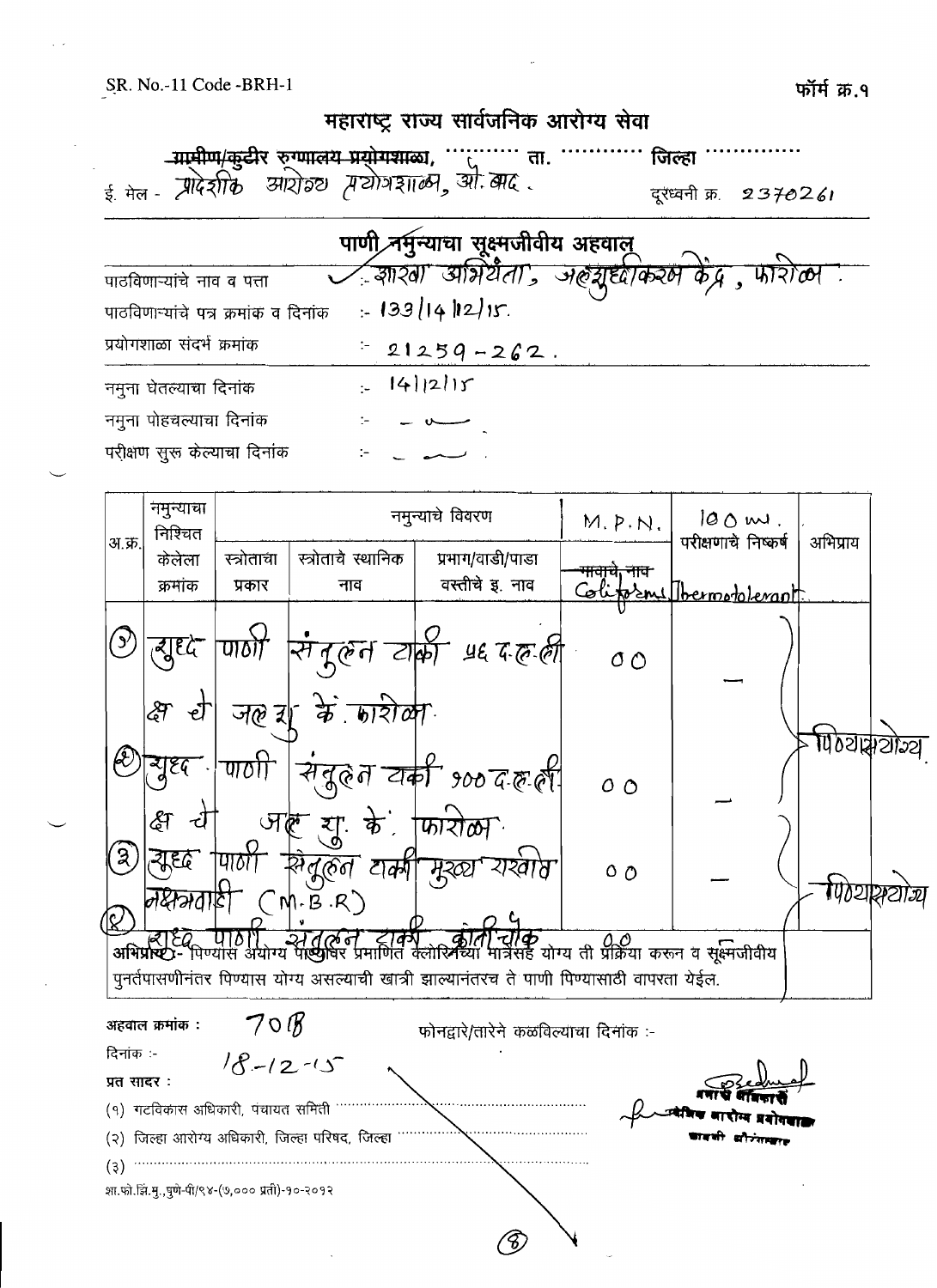SR. No.-11 Code -BRH-1

फॉर्म क्र.१

# महाराष्ट्र राज्य सार्वजनिक आरोग्य सेवा

~~ग्रामीण/कुटीर रुग्णालय प्रयोगशाळा,~~ .......... ता. .......... जिल्हा ..........

ई. मेल - प्रादेशिक आरोग्य प्रयोगशाळा, औ. बाद.

दूरध्वनी क्र. 2370261

## पाणी नमुन्याचा सूक्ष्मजीवीय अहवाल

पाठविणाऱ्यांचे नाव व पत्ता :- शाखा अभियंता, जलशुद्धीकरण केंद्र, फारोळा.

पाठविणाऱ्यांचे पत्र क्रमांक व दिनांक :- 133/14/12/15.

प्रयोगशाळा संदर्भ क्रमांक :- 21259-262.

नमुना घेतल्याचा दिनांक :- 14/12/15

नमुना पोहचल्याचा दिनांक :- —

परीक्षण सुरु केल्याचा दिनांक :- —

| अ.क्र. | नमुन्याचा निश्चित केलेला क्रमांक | स्रोताचा प्रकार | स्रोताचे स्थानिक नाव | प्रभाग/वाडी/पाडा वस्तीचे इ. नाव | M.P.N. ~~मायाचे नाव~~ Coliforms | 100 ml. परीक्षणाचे निष्कर्ष Thermotolerant | अभिप्राय |
|---|---|---|---|---|---|---|---|
| (1) | शुद्ध | पाणी | संतुलन टाकी | 56 द.ल.ली क्षमतेचे जलशु. कें. फारोळा. | 00 | — | पिण्यायोग्य |
| (2) | शुद्ध | पाणी | संतुलन टाकी | 100 द.ल.ली क्षमतेचे जल शु. के. फारोळा. | 00 | — | |
| (3) | शुद्ध | पाणी | संतुलन टाकी | मुख्य रखांब नक्षत्रवाडी (M.B.R) | 00 | — | पिण्यायोग्य |
| (4) | शुद्ध | पाणी | संतुलन टाकी | क्रांती चौक | 0.0 | — | |

अभिप्राय :- पिण्यास अयोग्य पाण्यावर प्रमाणित क्लोरिनच्या मात्रेसह योग्य ती प्रक्रिया करुन व सूक्ष्मजीवीय पुनर्तपासणीनंतर पिण्यास योग्य असल्याची खात्री झाल्यानंतरच ते पाणी पिण्यासाठी वापरता येईल.

अहवाल क्रमांक : 708

फोनद्वारे/तारेने कळविल्याचा दिनांक :-

दिनांक :- 18-12-15

प्रत सादर :

(१) गटविकास अधिकारी, पंचायत समिती ..........

(२) जिल्हा आरोग्य अधिकारी, जिल्हा परिषद, जिल्हा ..........

(३) ..........

प्रभारी अधिकारी
प्रादेशिक आरोग्य प्रयोगशाळा
छावणी औरंगाबाद

शा.फो.झिं.मु., पुणे-पी/९४-(७,००० प्रती)-१०-२०१२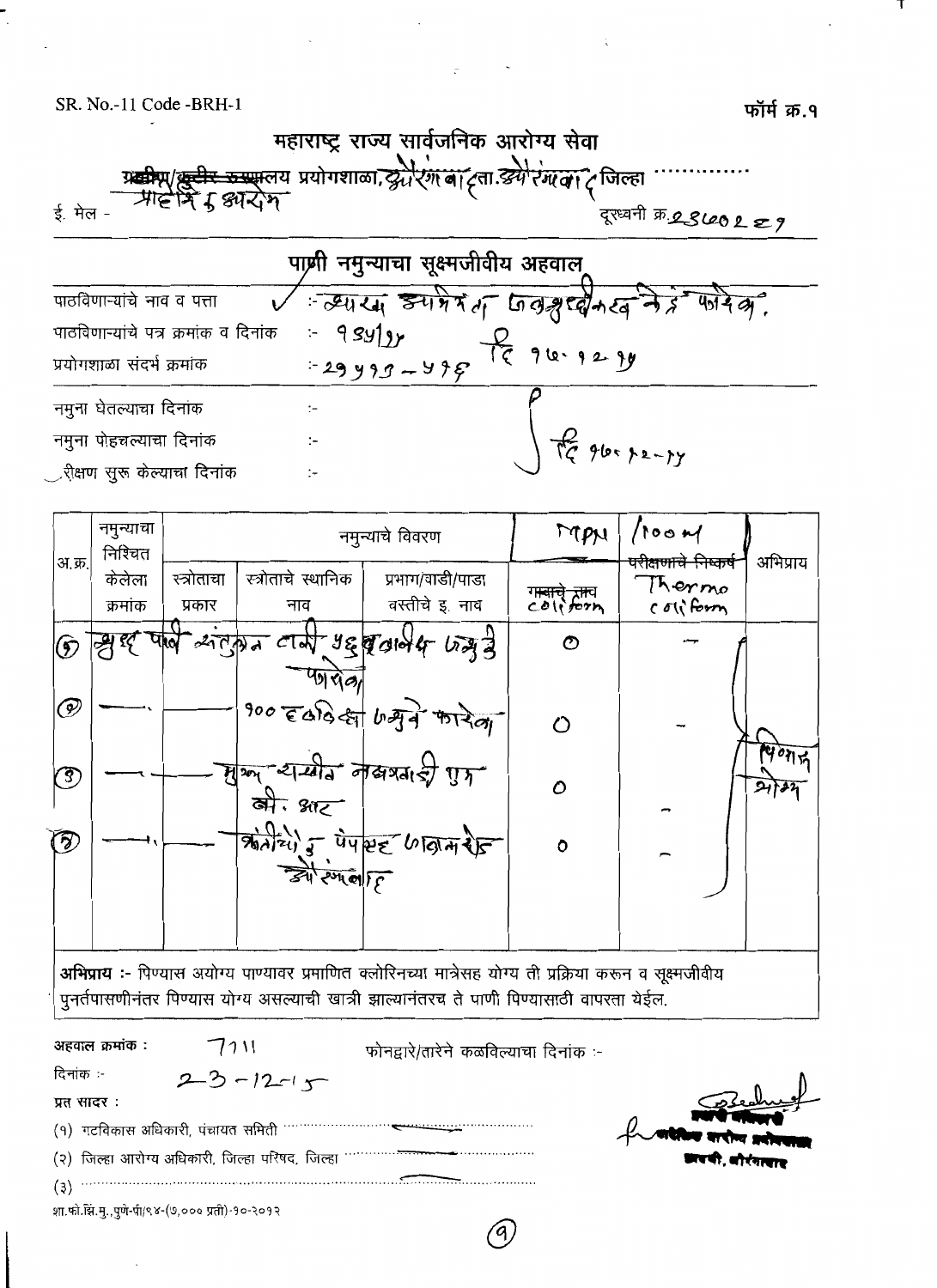SR. No.-11 Code -BRH-1

फॉर्म क्र.१

## महाराष्ट्र राज्य सार्वजनिक आरोग्य सेवा

~~ग्रामीण/कुटीर रुग्णालय~~ प्रयोगशाळा, औरंगाबाद ता. औरंगाबाद जिल्हा ..............

प्राद्देशिक औरंगा

ई. मेल -

दूरध्वनी क्र. 23602 29

## पाणी नमुन्याचा सूक्ष्मजीवीय अहवाल

पाठविणाऱ्यांचे नाव व पत्ता :- व्यवस्थापक जलशुद्धीकरण केंद्र फारोळा.

पाठविणाऱ्यांचे पत्र क्रमांक व दिनांक :- 1354/15 दि 16.12.15

प्रयोगशाळा संदर्भ क्रमांक :- 29493 – 496

नमुना घेतल्याचा दिनांक :-

नमुना पोहचल्याचा दिनांक :- दि 16.12.15

परीक्षण सुरू केल्याचा दिनांक :-

| अ.क्र. | नमुन्याचा निश्चित केलेला क्रमांक | स्त्रोताचा प्रकार | स्त्रोताचे स्थानिक नाव | प्रभाग/वाडी/पाडा वस्तीचे इ. नाव | MPN ~~गटाचे नाव~~ coliform | /100 ml ~~परीक्षणाचे निष्कर्ष~~ Thermo coliform | अभिप्राय |
|---|---|---|---|---|---|---|---|
| 1 | शुद्ध पाणी | | संतुलन टाकी | 56 एमएलडी जशुद्ध फारोळा | 0 | – | |
| 2 | —, | | | 100 एमएलडी जशुद्ध फारोळा | 0 | – | पिण्यास योग्य |
| 3 | — | | | मुख्य वाहीनी नक्षत्रवाडी MBR नी. आट | 0 | – | |
| 4 | —, | | | कोटीवाल पंपहाउस औरंगाबाद | 0 | – | |

**अभिप्राय :-** पिण्यास अयोग्य पाण्यावर प्रमाणित क्लोरिनच्या मात्रेसह योग्य ती प्रक्रिया करून व सूक्ष्मजीवीय पुनर्तपासणीनंतर पिण्यास योग्य असल्याची खात्री झाल्यानंतरच ते पाणी पिण्यासाठी वापरता येईल.

अहवाल क्रमांक : 7111

फोनद्वारे/तारेने कळविल्याचा दिनांक :-

दिनांक :- 23-12-15

प्रत सादर :

(१) गटविकास अधिकारी, पंचायत समिती ..............................

(२) जिल्हा आरोग्य अधिकारी, जिल्हा परिषद, जिल्हा ..............................

(३) ..............................

प्रभारी अधिकारी
प्रादेशिक सार्वजनिक आरोग्य प्रयोगशाळा
छावणी, औरंगाबाद

शा.फो.झि.मु., पुणे-पी/९४-(७,००० प्रती)-१०-२०१२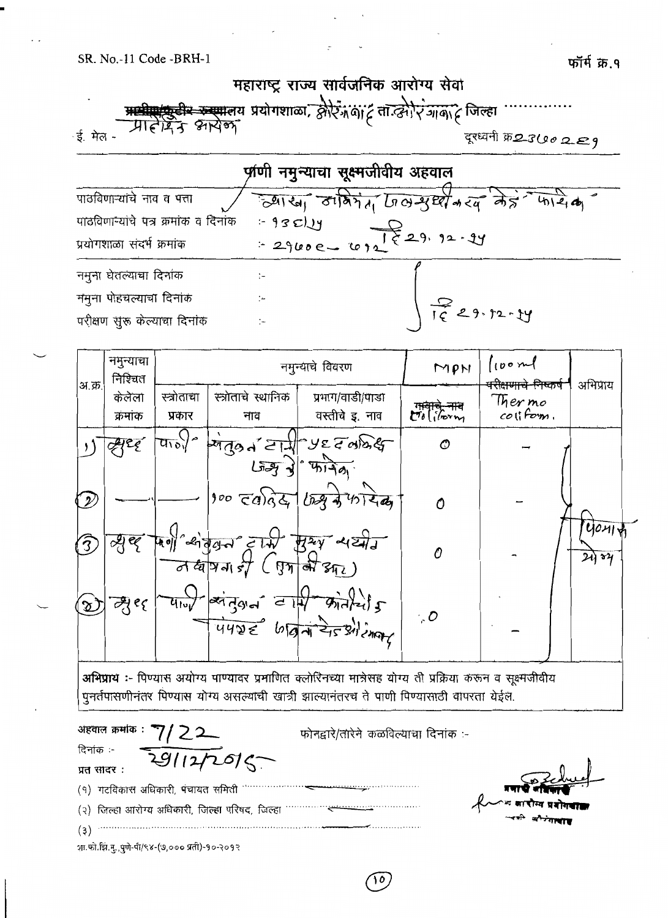SR. No.-11 Code -BRH-1

फॉर्म क्र.१

# महाराष्ट्र राज्य सार्वजनिक आरोग्य सेवा

~~प्रादेशिक/कुटीर रुग्णालय~~ प्रयोगशाळा, औरंगाबाद ता.औरंगाबाद जिल्हा ..............

प्रादेशिक आरोग्य

ई. मेल -

दूरध्वनी क्र.2300289

## पाणी नमुन्याचा सूक्ष्मजीवीय अहवाल

पाठविणाऱ्यांचे नाव व पत्ता :- शाखा अभियंता जलशुद्धीकरण केंद्र फारोळा

पाठविणाऱ्यांचे पत्र क्रमांक व दिनांक :- 93८/14

प्रयोगशाळा संदर्भ क्रमांक :- 2960८ - ७१२ दि 29.12.14

नमुना घेतल्याचा दिनांक :-

नमुना पोहचल्याचा दिनांक :- दि 29.12.14

परीक्षण सुरू केल्याचा दिनांक :-

| अ.क्र. | नमुन्याचा निश्चित केलेला क्रमांक | स्त्रोताचा प्रकार | स्त्रोताचे स्थानिक नाव | प्रभाग/वाडी/पाडा वस्तीचे इ. नाव | MPN ~~गावाचे नाव~~ Coliform | (100 ml ~~परीक्षणाचे निष्कर्ष~~ Thermo coliform. | अभिप्राय |
|---|---|---|---|---|---|---|---|
| 1) | शुद्ध | पाणी | संतुलन टाकी | 56 एमएलडी जशु के फारोळा | 0 | – | |
| 2) | — | — | 100 एमएलडी | जशु के फारोळा | 0 | – | |
| 3) | शुद्ध | पाणी | संतुलन टाकी | मुख्य पाईप नक्षत्रवाडी (पुल की आर) | 0 | – | पिण्यास योग्य |
| 4) | शुद्ध | पाणी | संतुलन टाकी कांचनवाडी | 5456 जवळ पेट्रोल पंप | 0 | – | |

**अभिप्राय :-** पिण्यास अयोग्य पाण्यावर प्रमाणित क्लोरिनच्या मात्रेसह योग्य ती प्रक्रिया करून व सूक्ष्मजीवीय पुनर्तपासणीनंतर पिण्यास योग्य असल्याची खात्री झाल्यानंतरच ते पाणी पिण्यासाठी वापरता येईल.

अहवाल क्रमांक : 7/22

फोनद्वारे/तारेने कळविल्याचा दिनांक :-

दिनांक :- 29/12/2015

प्रत सादर :

(१) गटविकास अधिकारी, पंचायत समिती ..............................

(२) जिल्हा आरोग्य अधिकारी, जिल्हा परिषद, जिल्हा ..............................

(३) ..............................

प्रभारी अधिकारी
आरोग्य प्रयोगशाळा
औरंगाबाद

शा.फो.झि.मु.,पुणे-पी/९४-(७,०००प्रती)-१०-२०१२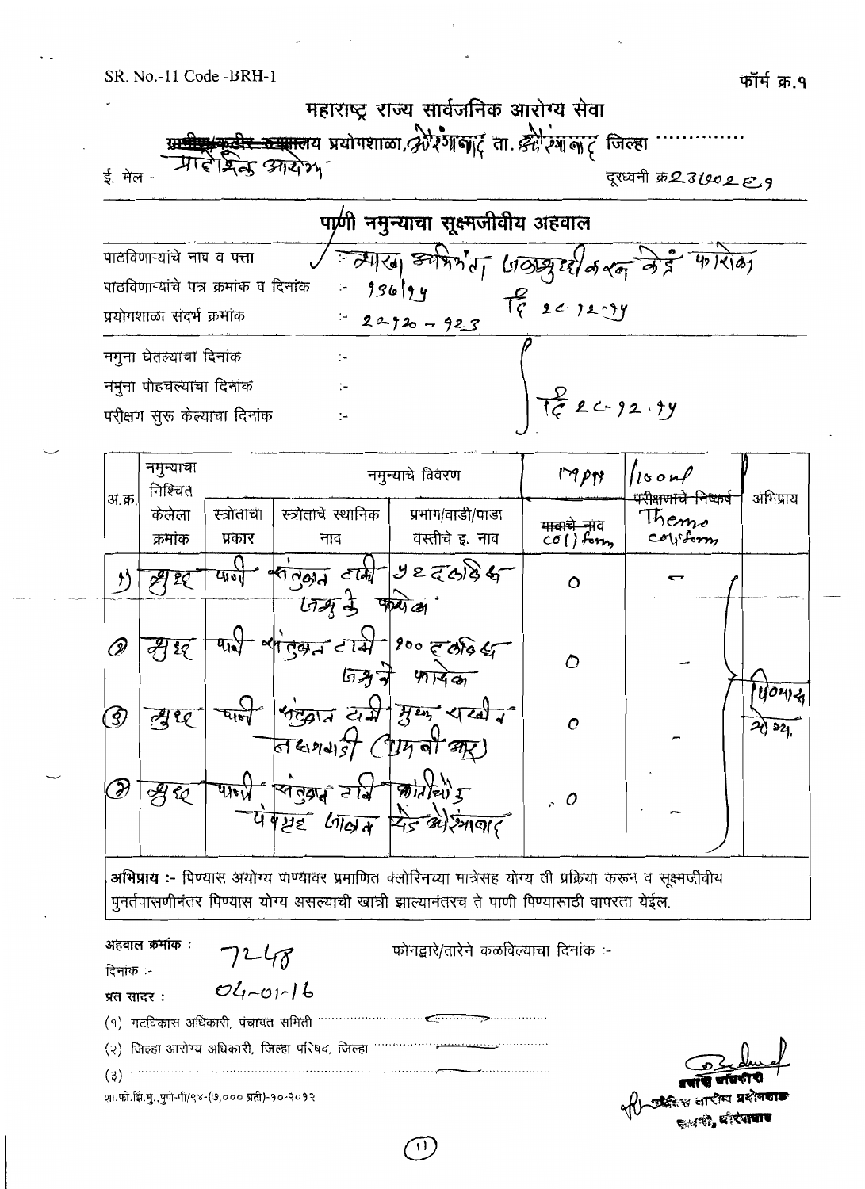SR. No.-11 Code -BRH-1

फॉर्म क्र.१

# महाराष्ट्र राज्य सार्वजनिक आरोग्य सेवा

~~ग्रामीण/कुटीर रुग्णालय~~ प्रयोगशाळा, औरंगाबाद ता. औरंगाबाद जिल्हा ............

ई. मेल - प्रादेशिक आयोग

दूरध्वनी क्र 2310269

## पाणी नमुन्याचा सूक्ष्मजीवीय अहवाल

पाठविणाऱ्यांचे नाव व पत्ता :- शाखा अभियंता जलशुद्धीकरण केंद्र फारोळा

पाठविणाऱ्यांचे पत्र क्रमांक व दिनांक :- 936/94 दि 28-12-94

प्रयोगशाळा संदर्भ क्रमांक :- 22920 - 923

नमुना घेतल्याचा दिनांक :-

नमुना पोहचल्याचा दिनांक :- दि 28-12-94

परीक्षण सुरू केल्याचा दिनांक :-

| अ.क्र. | नमुन्याचा निश्चित केलेला क्रमांक | स्त्रोताचा प्रकार | स्त्रोताचे स्थानिक नाव | प्रभाग/वाडी/पाडा वस्तीचे इ. नाव | ~~मापाचे नाव~~ MPN coliform | ~~परीक्षणाचे निष्कर्ष~~ /100ml Themo coliform | अभिप्राय |
|---|---|---|---|---|---|---|---|
| 1) | शुद्ध | पाणी | संतुलन टाकी | 42 दलघमी जल केंद्र फारोळा | 0 | – | पिण्यास योग्य |
| 2 | शुद्ध | पाणी | संतुलन टाकी | 100 दलघमी जल केंद्र फारोळा | 0 | – | |
| 3 | शुद्ध | पाणी | संतुलन टाकी | मुख्य राखीव नक्षत्रवाडी (एम बी आर) | 0 | – | |
| 4 | शुद्ध | पाणी | संतुलन टाकी | कांचीवाडी पंपगृह जालना रोड औरंगाबाद | 0 | – | |

**अभिप्राय :-** पिण्यास अयोग्य पाण्यावर प्रमाणित क्लोरिनच्या मात्रेसह योग्य ती प्रक्रिया करून व सूक्ष्मजीवीय पुनर्तपासणीनंतर पिण्यास योग्य असल्याची खात्री झाल्यानंतरच ते पाणी पिण्यासाठी वापरता येईल.

अहवाल क्रमांक : 7248

फोनद्वारे/तारेने कळविल्याचा दिनांक :-

दिनांक :- 04-01-16

प्रत सादर :

(१) गटविकास अधिकारी, पंचायत समिति ..........................................

(२) जिल्हा आरोग्य अधिकारी, जिल्हा परिषद, जिल्हा ..........................................

(३) ..........................................

शा.फो.झि.मु.,पुणे-पी/९४-(७,००० प्रती)-१०-२०१२

प्रयोगशाळा अधिकारी
प्रादेशिक आरोग्य प्रयोगशाळा
घाटी, औरंगाबाद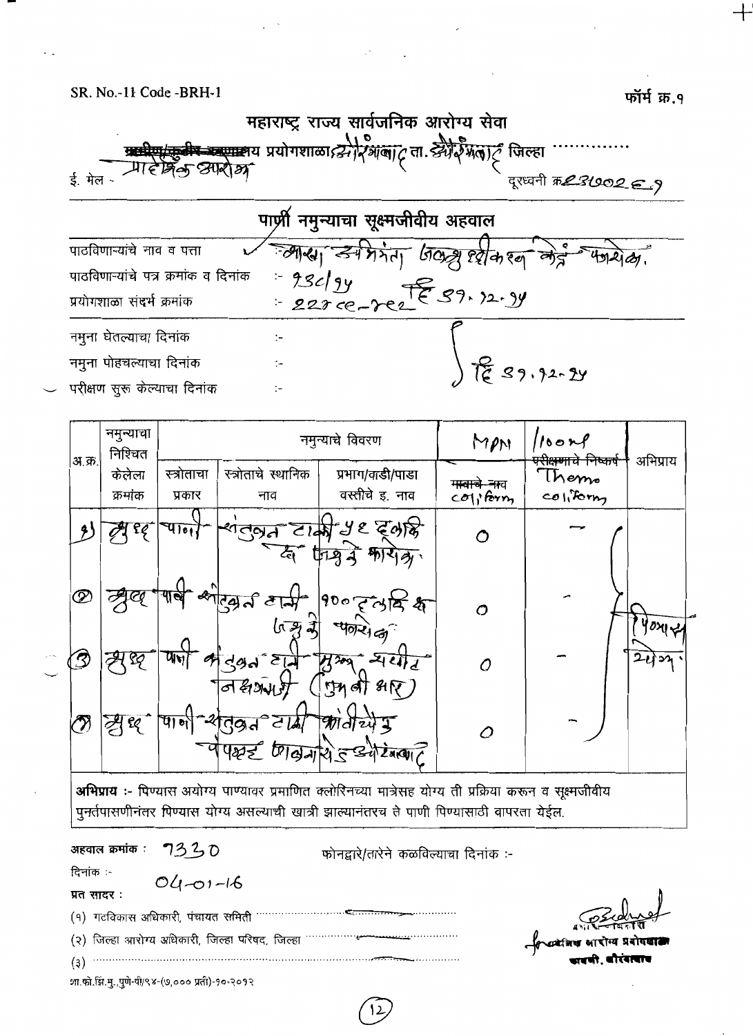SR. No.-11 Code -BRH-1

फॉर्म क्र.१

# महाराष्ट्र राज्य सार्वजनिक आरोग्य सेवा

~~मध्यवर्ती/प्रादेशिक/जिल्हा~~ प्रयोगशाळा औरंगाबाद ता. औरंगाबाद जिल्हा ..............

ई. मेल - प्रादेशिक आरोग्य

दूरध्वनी क्र. 2370269

## पाणी नमुन्याचा सूक्ष्मजीवीय अहवाल

पाठविणाऱ्यांचे नाव व पत्ता :- सहा. अभियंता जलशुद्धीकरण केंद्र फारोळा.

पाठविणाऱ्यांचे पत्र क्रमांक व दिनांक :- 93c/94

प्रयोगशाळा संदर्भ क्रमांक :- 227 ce-202 दि 31.12.94

नमुना घेतल्याचा दिनांक :-

नमुना पोहचल्याचा दिनांक :- दि 31.12.24

परीक्षण सुरू केल्याचा दिनांक :-

| अ.क्र. | नमुन्याचा निश्चित केलेला क्रमांक | स्त्रोताचा प्रकार | स्त्रोताचे स्थानिक नाव | प्रभाग/वाडी/पाडा वस्तीचे इ. नाव | MPN ~~मावाचे नाव~~ coliform | /100ml ~~परीक्षणाचे निष्कर्ष~~ Thermo coliform | अभिप्राय |
|---|---|---|---|---|---|---|---|
| 1) | शुद्ध | पाणी | संतुलन टाकी | 56 दशलक्ष जलशुद्धीकरण केंद्र फारोळा | 0 | — | पिण्यास योग्य |
| 2 | शुद्ध | पाणी | संतुलन टाकी | 100 दशलक्ष जलशुद्धीकरण केंद्र फारोळा | 0 | — | |
| 3 | शुद्ध | पाणी | संतुलन टाकी नक्षत्रवाडी | मुख्य संप (एमबीआर) | 0 | — | |
| 4 | शुद्ध | पाणी | संतुलन टाकी | कांचीपूर पंपहाउस जायकवाडी औरंगाबाद | 0 | — | |

**अभिप्राय :-** पिण्यास अयोग्य पाण्यावर प्रमाणित क्लोरिनच्या मात्रेसह योग्य ती प्रक्रिया करून व सूक्ष्मजीवीय पुनर्तपासणीनंतर पिण्यास योग्य असल्याची खात्री झाल्यानंतरच ते पाणी पिण्यासाठी वापरता येईल.

**अहवाल क्रमांक :** 7330

फोनद्वारे/तारेने कळविल्याचा दिनांक :-

दिनांक :- 04-01-16

**प्रत सादर :**

(१) गटविकास अधिकारी, पंचायत समिती ..............................

(२) जिल्हा आरोग्य अधिकारी, जिल्हा परिषद, जिल्हा ..............................

(३) ..............................

प्रयोगशाळा अधिकारी
प्रादेशिक आरोग्य प्रयोगशाळा
छावणी, औरंगाबाद

शा.फो.झिं.मु.,पुणे-पी/९४-(७,००० प्रती)-१०-२०१२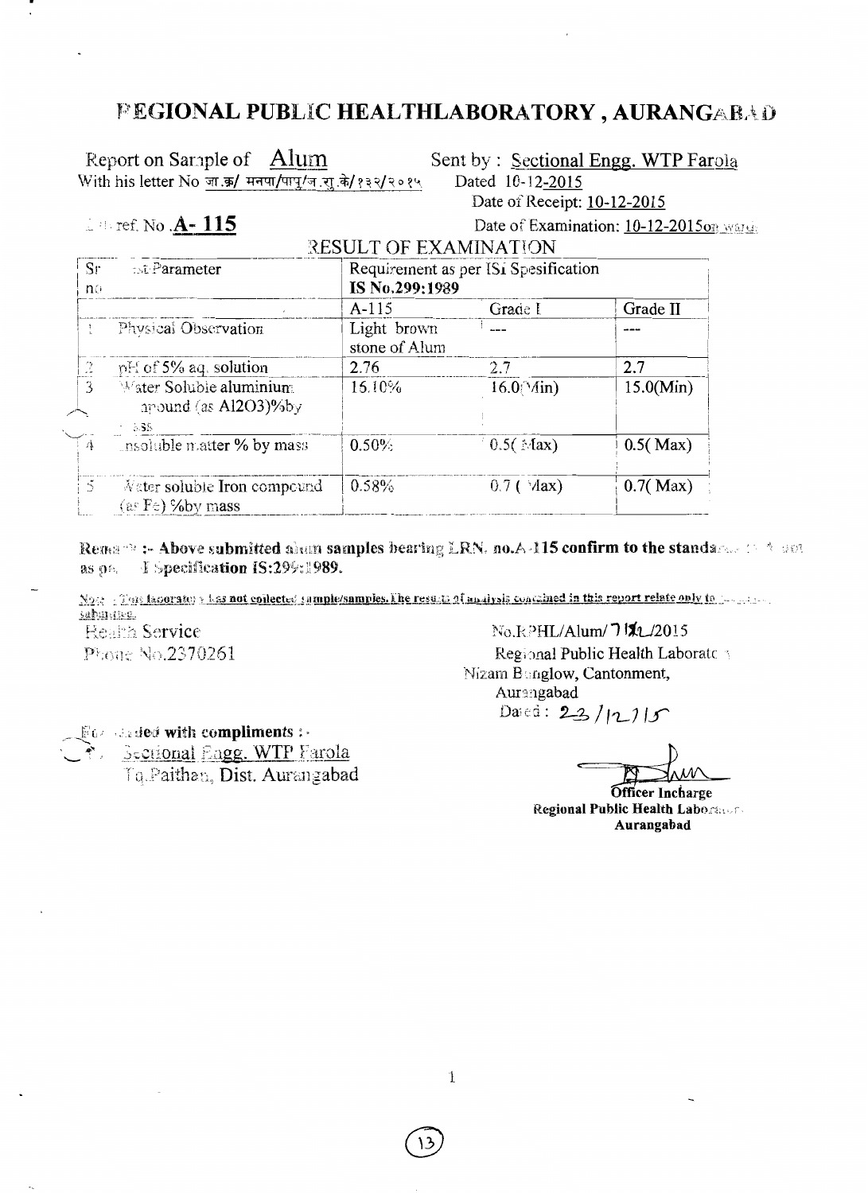# REGIONAL PUBLIC HEALTHLABORATORY , AURANGABAD

Report on Sample of Alum	Sent by : Sectional Engg. WTP Farola

With his letter No जा.क्र/ मनपा/पापु/ज.शु.के/१३२/२०१५	Dated 10-12-2015

Date of Receipt: 10-12-2015

Lab ref. No .**A- 115**	Date of Examination: 10-12-2015onward

RESULT OF EXAMINATION

| Sr no | Parameter | Requirement as per ISi Sepsification IS No.299:1989 | | |
|---|---|---|---|---|
| | | A-115 | Grade I | Grade II |
| 1 | Physical Observation | Light brown stone of Alum | --- | --- |
| 2 | pH of 5% aq. solution | 2.76 | 2.7 | 2.7 |
| 3 | Water Soluble aluminium compound (as $Al_2O_3$)%by mass | 15.10% | 16.0(Min) | 15.0(Min) |
| 4 | Insoluble matter % by mass | 0.50% | 0.5( Max) | 0.5( Max) |
| 5 | Water soluble Iron compound (as Fe) %by mass | 0.58% | 0.7 ( Max) | 0.7( Max) |

**Remark :- Above submitted alum samples bearing LRN. no.A-115 confirm to the standard of Grade II as per ISI Specification IS:299:1989.**

Note : This laboratory has not collected sample/samples. The results of analysis contained in this report relate only to the sample/samples.

Health Service

Phone No.2370261

No.RPHL/Alum/ 7 12/2015

Regional Public Health Laboratory

Nizam Bunglow, Cantonment,

Aurangabad

Dated : 23/12/15

Forwarded with compliments :-

Sectional Engg. WTP Farola

Tq.Paithan, Dist. Aurangabad

Officer Incharge

Regional Public Health Laboratory

Aurangabad